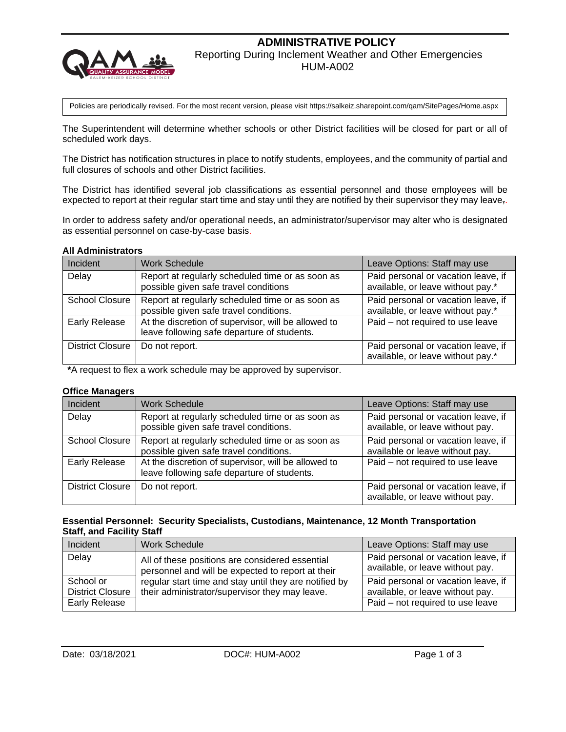# ADMINISTRATIVE POLICY

## Reporting During Inclement Weather and Other Emergencies
## HUM-A002

Policies are periodically revised. For the most recent version, please visit https://salkeiz.sharepoint.com/qam/SitePages/Home.aspx

The Superintendent will determine whether schools or other District facilities will be closed for part or all of scheduled work days.

The District has notification structures in place to notify students, employees, and the community of partial and full closures of schools and other District facilities.

The District has identified several job classifications as essential personnel and those employees will be expected to report at their regular start time and stay until they are notified by their supervisor they may leave.

In order to address safety and/or operational needs, an administrator/supervisor may alter who is designated as essential personnel on case-by-case basis.

**All Administrators**

| Incident | Work Schedule | Leave Options: Staff may use |
|---|---|---|
| Delay | Report at regularly scheduled time or as soon as possible given safe travel conditions | Paid personal or vacation leave, if available, or leave without pay.* |
| School Closure | Report at regularly scheduled time or as soon as possible given safe travel conditions. | Paid personal or vacation leave, if available, or leave without pay.* |
| Early Release | At the discretion of supervisor, will be allowed to leave following safe departure of students. | Paid – not required to use leave |
| District Closure | Do not report. | Paid personal or vacation leave, if available, or leave without pay.* |

***A request to flex a work schedule may be approved by supervisor.**

**Office Managers**

| Incident | Work Schedule | Leave Options: Staff may use |
|---|---|---|
| Delay | Report at regularly scheduled time or as soon as possible given safe travel conditions. | Paid personal or vacation leave, if available, or leave without pay. |
| School Closure | Report at regularly scheduled time or as soon as possible given safe travel conditions. | Paid personal or vacation leave, if available or leave without pay. |
| Early Release | At the discretion of supervisor, will be allowed to leave following safe departure of students. | Paid – not required to use leave |
| District Closure | Do not report. | Paid personal or vacation leave, if available, or leave without pay. |

**Essential Personnel: Security Specialists, Custodians, Maintenance, 12 Month Transportation Staff, and Facility Staff**

| Incident | Work Schedule | Leave Options: Staff may use |
|---|---|---|
| Delay | All of these positions are considered essential personnel and will be expected to report at their regular start time and stay until they are notified by their administrator/supervisor they may leave. | Paid personal or vacation leave, if available, or leave without pay. |
| School or District Closure | | Paid personal or vacation leave, if available, or leave without pay. |
| Early Release | | Paid – not required to use leave |

Date: 03/18/2021 DOC#: HUM-A002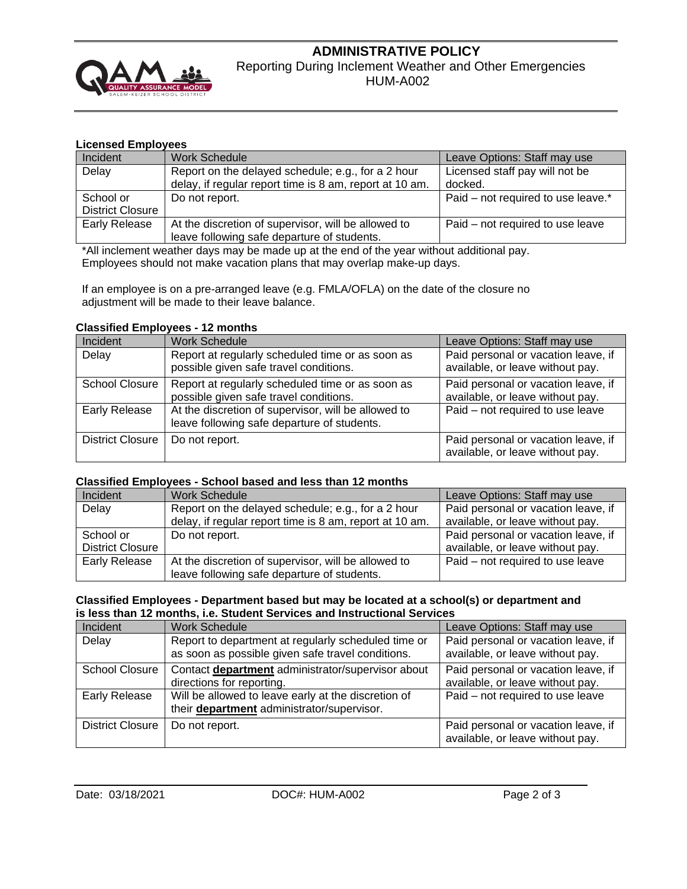**Licensed Employees**

| Incident | Work Schedule | Leave Options: Staff may use |
|---|---|---|
| Delay | Report on the delayed schedule; e.g., for a 2 hour delay, if regular report time is 8 am, report at 10 am. | Licensed staff pay will not be docked. |
| School or District Closure | Do not report. | Paid – not required to use leave.* |
| Early Release | At the discretion of supervisor, will be allowed to leave following safe departure of students. | Paid – not required to use leave |

*All inclement weather days may be made up at the end of the year without additional pay. Employees should not make vacation plans that may overlap make-up days.

If an employee is on a pre-arranged leave (e.g. FMLA/OFLA) on the date of the closure no adjustment will be made to their leave balance.

**Classified Employees - 12 months**

| Incident | Work Schedule | Leave Options: Staff may use |
|---|---|---|
| Delay | Report at regularly scheduled time or as soon as possible given safe travel conditions. | Paid personal or vacation leave, if available, or leave without pay. |
| School Closure | Report at regularly scheduled time or as soon as possible given safe travel conditions. | Paid personal or vacation leave, if available, or leave without pay. |
| Early Release | At the discretion of supervisor, will be allowed to leave following safe departure of students. | Paid – not required to use leave |
| District Closure | Do not report. | Paid personal or vacation leave, if available, or leave without pay. |

**Classified Employees - School based and less than 12 months**

| Incident | Work Schedule | Leave Options: Staff may use |
|---|---|---|
| Delay | Report on the delayed schedule; e.g., for a 2 hour delay, if regular report time is 8 am, report at 10 am. | Paid personal or vacation leave, if available, or leave without pay. |
| School or District Closure | Do not report. | Paid personal or vacation leave, if available, or leave without pay. |
| Early Release | At the discretion of supervisor, will be allowed to leave following safe departure of students. | Paid – not required to use leave |

**Classified Employees - Department based but may be located at a school(s) or department and is less than 12 months, i.e. Student Services and Instructional Services**

| Incident | Work Schedule | Leave Options: Staff may use |
|---|---|---|
| Delay | Report to department at regularly scheduled time or as soon as possible given safe travel conditions. | Paid personal or vacation leave, if available, or leave without pay. |
| School Closure | Contact **department** administrator/supervisor about directions for reporting. | Paid personal or vacation leave, if available, or leave without pay. |
| Early Release | Will be allowed to leave early at the discretion of their **department** administrator/supervisor. | Paid – not required to use leave |
| District Closure | Do not report. | Paid personal or vacation leave, if available, or leave without pay. |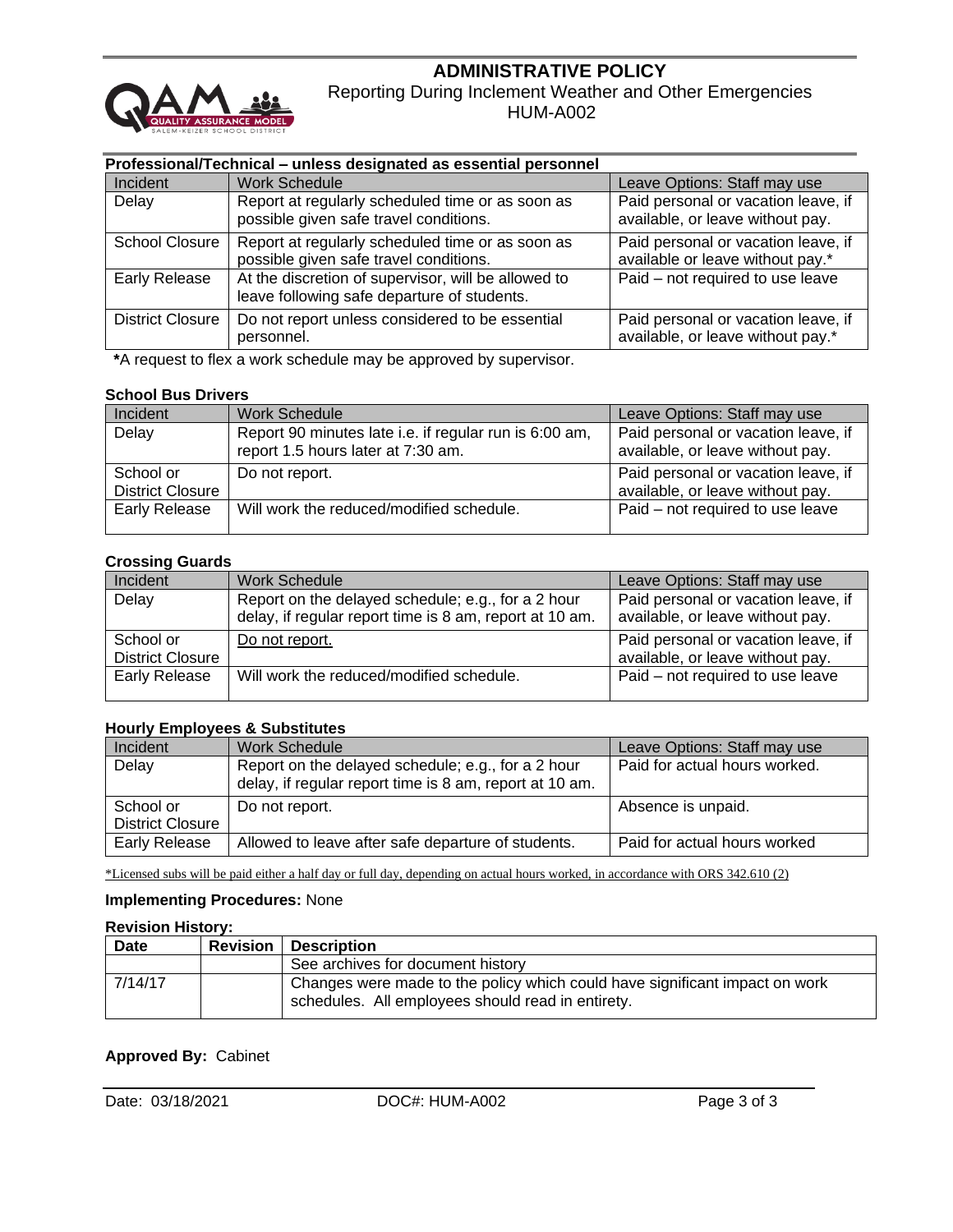**Professional/Technical – unless designated as essential personnel**

| Incident | Work Schedule | Leave Options: Staff may use |
| --- | --- | --- |
| Delay | Report at regularly scheduled time or as soon as possible given safe travel conditions. | Paid personal or vacation leave, if available, or leave without pay. |
| School Closure | Report at regularly scheduled time or as soon as possible given safe travel conditions. | Paid personal or vacation leave, if available or leave without pay.* |
| Early Release | At the discretion of supervisor, will be allowed to leave following safe departure of students. | Paid – not required to use leave |
| District Closure | Do not report unless considered to be essential personnel. | Paid personal or vacation leave, if available, or leave without pay.* |

***A request to flex a work schedule may be approved by supervisor.**

**School Bus Drivers**

| Incident | Work Schedule | Leave Options: Staff may use |
| --- | --- | --- |
| Delay | Report 90 minutes late i.e. if regular run is 6:00 am, report 1.5 hours later at 7:30 am. | Paid personal or vacation leave, if available, or leave without pay. |
| School or District Closure | Do not report. | Paid personal or vacation leave, if available, or leave without pay. |
| Early Release | Will work the reduced/modified schedule. | Paid – not required to use leave |

**Crossing Guards**

| Incident | Work Schedule | Leave Options: Staff may use |
| --- | --- | --- |
| Delay | Report on the delayed schedule; e.g., for a 2 hour delay, if regular report time is 8 am, report at 10 am. | Paid personal or vacation leave, if available, or leave without pay. |
| School or District Closure | <u>Do not report.</u> | Paid personal or vacation leave, if available, or leave without pay. |
| Early Release | Will work the reduced/modified schedule. | Paid – not required to use leave |

**Hourly Employees & Substitutes**

| Incident | Work Schedule | Leave Options: Staff may use |
| --- | --- | --- |
| Delay | Report on the delayed schedule; e.g., for a 2 hour delay, if regular report time is 8 am, report at 10 am. | Paid for actual hours worked. |
| School or District Closure | Do not report. | Absence is unpaid. |
| Early Release | Allowed to leave after safe departure of students. | Paid for actual hours worked |

<u>*Licensed subs will be paid either a half day or full day, depending on actual hours worked, in accordance with ORS 342.610 (2)</u>

**Implementing Procedures:** None

**Revision History:**

| Date | Revision | Description |
| --- | --- | --- |
| | | See archives for document history |
| 7/14/17 | | Changes were made to the policy which could have significant impact on work schedules. All employees should read in entirety. |

**Approved By:** Cabinet